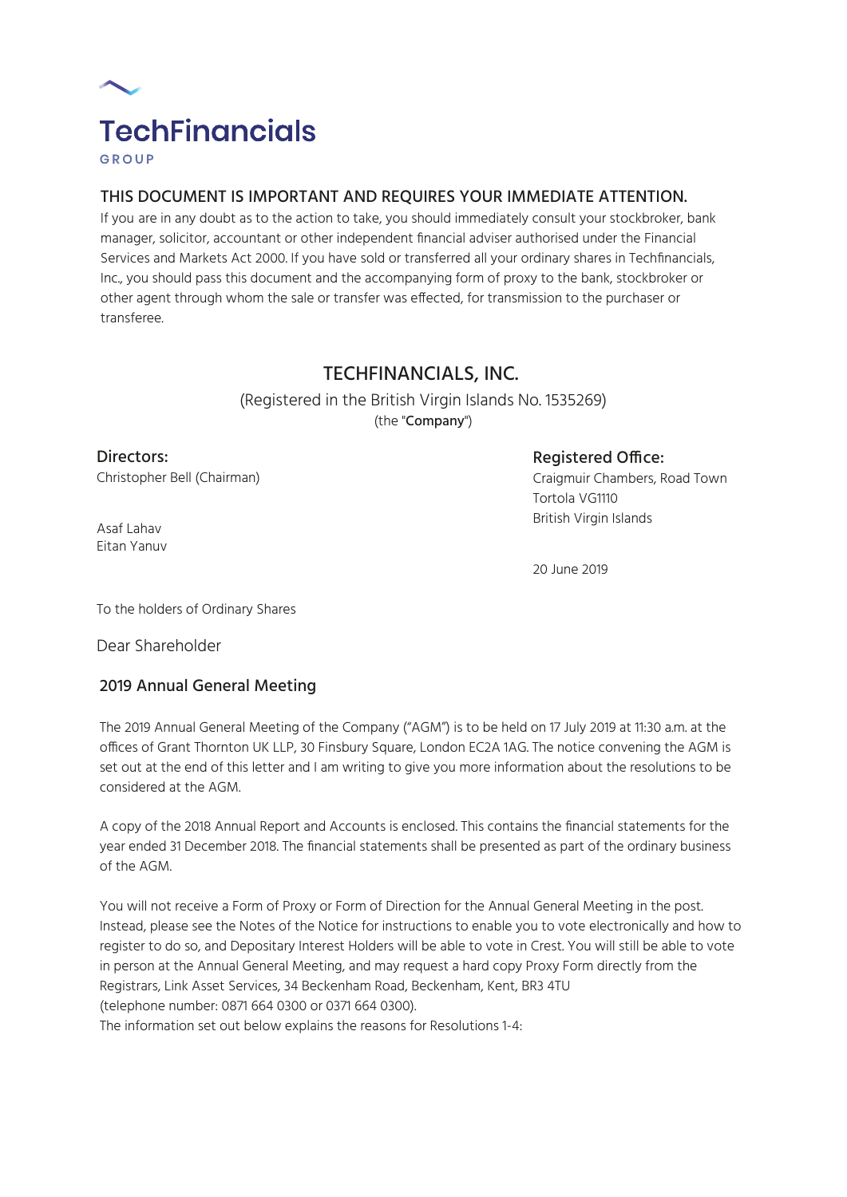TechFinancials

GROUP

## THIS DOCUMENT IS IMPORTANT AND REQUIRES YOUR IMMEDIATE ATTENTION.

If you are in any doubt as to the action to take, you should immediately consult your stockbroker, bank manager, solicitor, accountant or other independent financial adviser authorised under the Financial Services and Markets Act 2000. If you have sold or transferred all your ordinary shares in Techfinancials, Inc., you should pass this document and the accompanying form of proxy to the bank, stockbroker or other agent through whom the sale or transfer was effected, for transmission to the purchaser or transferee.

# TECHFINANCIALS, INC.

(Registered in the British Virgin Islands No. 1535269)

(the "**Company**")

**Directors:**

Christopher Bell (Chairman)

Asaf Lahav

Eitan Yanuv

**Registered Office:**

Craigmuir Chambers, Road Town

Tortola VG1110

British Virgin Islands

20 June 2019

To the holders of Ordinary Shares

Dear Shareholder

## 2019 Annual General Meeting

The 2019 Annual General Meeting of the Company ("AGM") is to be held on 17 July 2019 at 11:30 a.m. at the offices of Grant Thornton UK LLP, 30 Finsbury Square, London EC2A 1AG. The notice convening the AGM is set out at the end of this letter and I am writing to give you more information about the resolutions to be considered at the AGM.

A copy of the 2018 Annual Report and Accounts is enclosed. This contains the financial statements for the year ended 31 December 2018. The financial statements shall be presented as part of the ordinary business of the AGM.

You will not receive a Form of Proxy or Form of Direction for the Annual General Meeting in the post. Instead, please see the Notes of the Notice for instructions to enable you to vote electronically and how to register to do so, and Depositary Interest Holders will be able to vote in Crest. You will still be able to vote in person at the Annual General Meeting, and may request a hard copy Proxy Form directly from the Registrars, Link Asset Services, 34 Beckenham Road, Beckenham, Kent, BR3 4TU (telephone number: 0871 664 0300 or 0371 664 0300).

The information set out below explains the reasons for Resolutions 1-4: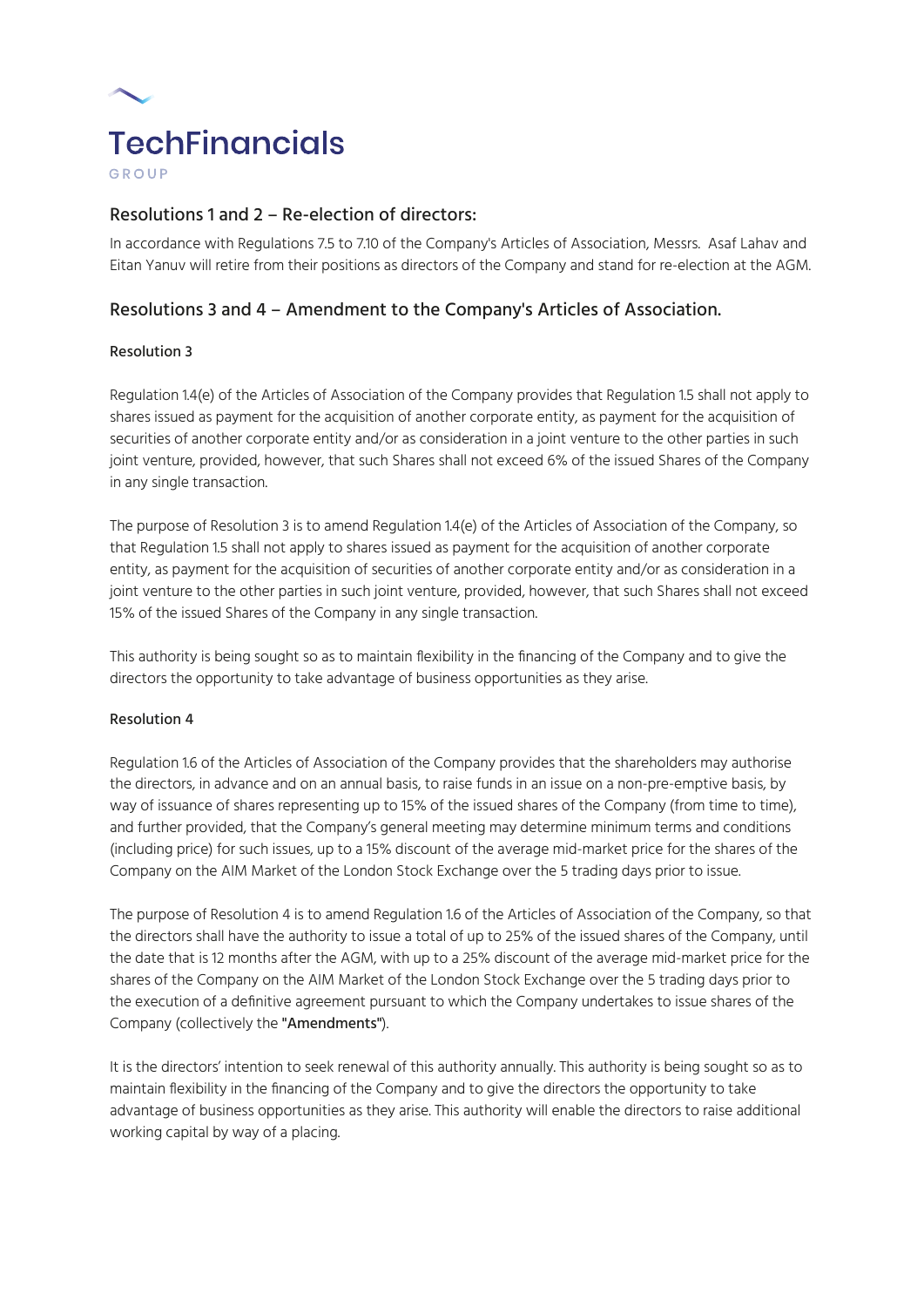## Resolutions 1 and 2 – Re-election of directors:

In accordance with Regulations 7.5 to 7.10 of the Company's Articles of Association, Messrs. Asaf Lahav and Eitan Yanuv will retire from their positions as directors of the Company and stand for re-election at the AGM.

## Resolutions 3 and 4 – Amendment to the Company's Articles of Association.

### Resolution 3

Regulation 1.4(e) of the Articles of Association of the Company provides that Regulation 1.5 shall not apply to shares issued as payment for the acquisition of another corporate entity, as payment for the acquisition of securities of another corporate entity and/or as consideration in a joint venture to the other parties in such joint venture, provided, however, that such Shares shall not exceed 6% of the issued Shares of the Company in any single transaction.

The purpose of Resolution 3 is to amend Regulation 1.4(e) of the Articles of Association of the Company, so that Regulation 1.5 shall not apply to shares issued as payment for the acquisition of another corporate entity, as payment for the acquisition of securities of another corporate entity and/or as consideration in a joint venture to the other parties in such joint venture, provided, however, that such Shares shall not exceed 15% of the issued Shares of the Company in any single transaction.

This authority is being sought so as to maintain flexibility in the financing of the Company and to give the directors the opportunity to take advantage of business opportunities as they arise.

### Resolution 4

Regulation 1.6 of the Articles of Association of the Company provides that the shareholders may authorise the directors, in advance and on an annual basis, to raise funds in an issue on a non-pre-emptive basis, by way of issuance of shares representing up to 15% of the issued shares of the Company (from time to time), and further provided, that the Company's general meeting may determine minimum terms and conditions (including price) for such issues, up to a 15% discount of the average mid-market price for the shares of the Company on the AIM Market of the London Stock Exchange over the 5 trading days prior to issue.

The purpose of Resolution 4 is to amend Regulation 1.6 of the Articles of Association of the Company, so that the directors shall have the authority to issue a total of up to 25% of the issued shares of the Company, until the date that is 12 months after the AGM, with up to a 25% discount of the average mid-market price for the shares of the Company on the AIM Market of the London Stock Exchange over the 5 trading days prior to the execution of a definitive agreement pursuant to which the Company undertakes to issue shares of the Company (collectively the **"Amendments"**).

It is the directors' intention to seek renewal of this authority annually. This authority is being sought so as to maintain flexibility in the financing of the Company and to give the directors the opportunity to take advantage of business opportunities as they arise. This authority will enable the directors to raise additional working capital by way of a placing.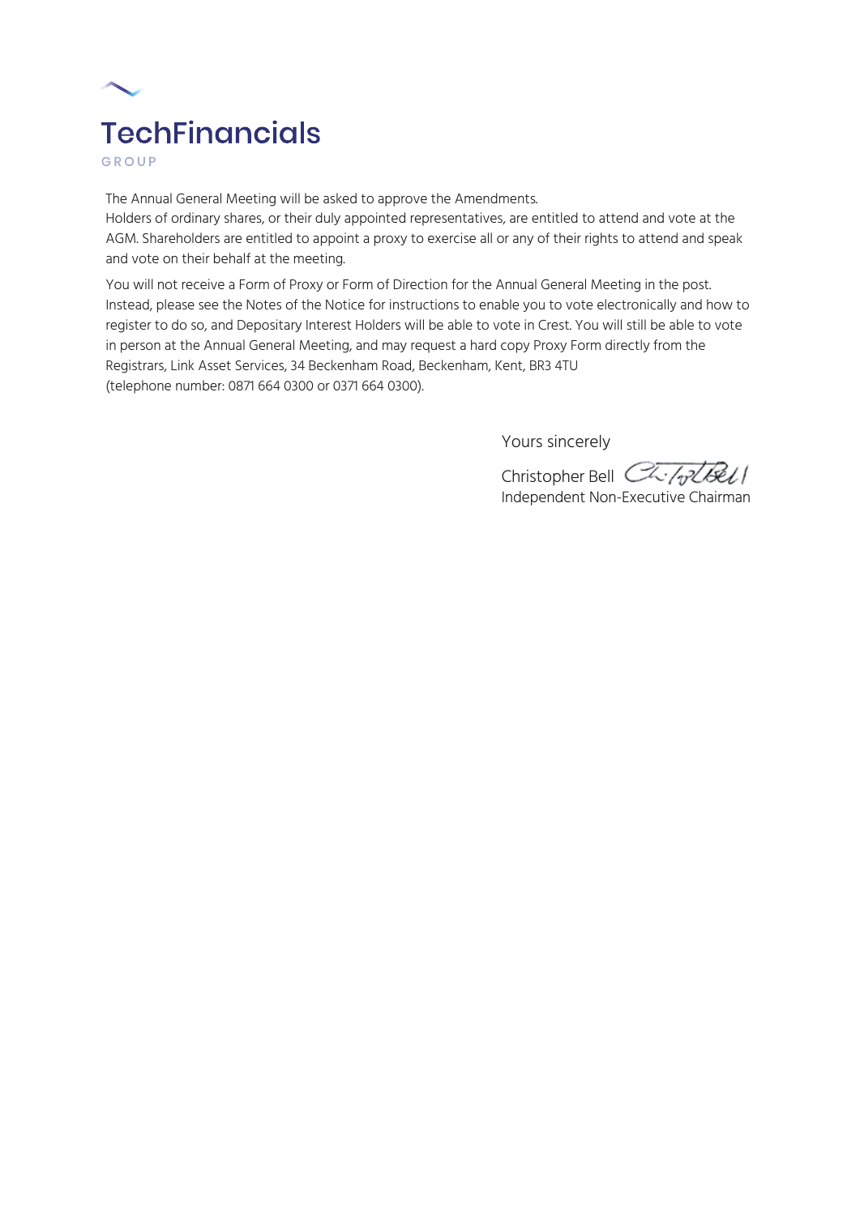The Annual General Meeting will be asked to approve the Amendments.
Holders of ordinary shares, or their duly appointed representatives, are entitled to attend and vote at the AGM. Shareholders are entitled to appoint a proxy to exercise all or any of their rights to attend and speak and vote on their behalf at the meeting.

You will not receive a Form of Proxy or Form of Direction for the Annual General Meeting in the post. Instead, please see the Notes of the Notice for instructions to enable you to vote electronically and how to register to do so, and Depositary Interest Holders will be able to vote in Crest. You will still be able to vote in person at the Annual General Meeting, and may request a hard copy Proxy Form directly from the Registrars, Link Asset Services, 34 Beckenham Road, Beckenham, Kent, BR3 4TU
(telephone number: 0871 664 0300 or 0371 664 0300).

Yours sincerely

Christopher Bell
Independent Non-Executive Chairman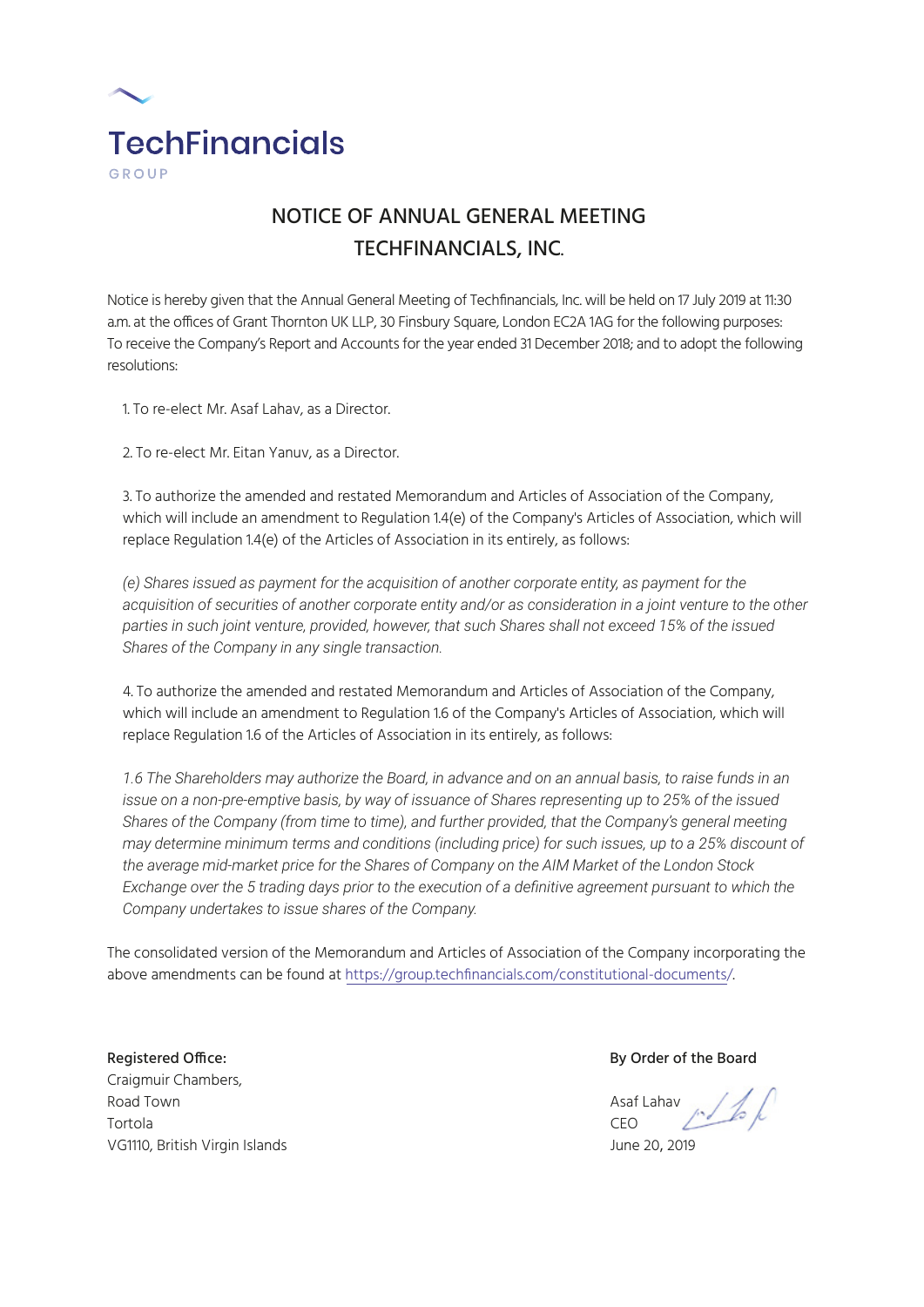TechFinancials

GROUP

# NOTICE OF ANNUAL GENERAL MEETING
# TECHFINANCIALS, INC.

Notice is hereby given that the Annual General Meeting of Techfinancials, Inc. will be held on 17 July 2019 at 11:30 a.m. at the offices of Grant Thornton UK LLP, 30 Finsbury Square, London EC2A 1AG for the following purposes: To receive the Company's Report and Accounts for the year ended 31 December 2018; and to adopt the following resolutions:

1. To re-elect Mr. Asaf Lahav, as a Director.

2. To re-elect Mr. Eitan Yanuv, as a Director.

3. To authorize the amended and restated Memorandum and Articles of Association of the Company, which will include an amendment to Regulation 1.4(e) of the Company's Articles of Association, which will replace Regulation 1.4(e) of the Articles of Association in its entirely, as follows:

   *(e) Shares issued as payment for the acquisition of another corporate entity, as payment for the acquisition of securities of another corporate entity and/or as consideration in a joint venture to the other parties in such joint venture, provided, however, that such Shares shall not exceed 15% of the issued Shares of the Company in any single transaction.*

4. To authorize the amended and restated Memorandum and Articles of Association of the Company, which will include an amendment to Regulation 1.6 of the Company's Articles of Association, which will replace Regulation 1.6 of the Articles of Association in its entirely, as follows:

   *1.6 The Shareholders may authorize the Board, in advance and on an annual basis, to raise funds in an issue on a non-pre-emptive basis, by way of issuance of Shares representing up to 25% of the issued Shares of the Company (from time to time), and further provided, that the Company's general meeting may determine minimum terms and conditions (including price) for such issues, up to a 25% discount of the average mid-market price for the Shares of Company on the AIM Market of the London Stock Exchange over the 5 trading days prior to the execution of a definitive agreement pursuant to which the Company undertakes to issue shares of the Company.*

The consolidated version of the Memorandum and Articles of Association of the Company incorporating the above amendments can be found at https://group.techfinancials.com/constitutional-documents/.

**Registered Office:**
Craigmuir Chambers,
Road Town
Tortola
VG1110, British Virgin Islands

**By Order of the Board**

Asaf Lahav
CEO
June 20, 2019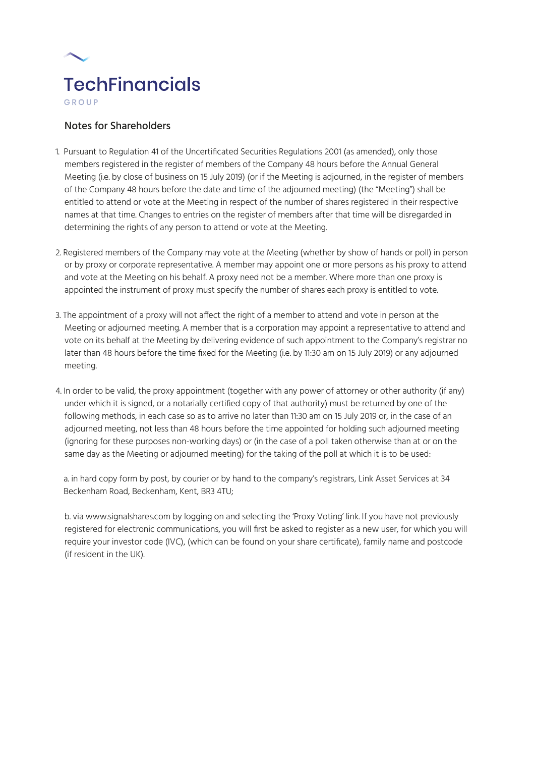# TechFinancials

GROUP

## Notes for Shareholders

1. Pursuant to Regulation 41 of the Uncertificated Securities Regulations 2001 (as amended), only those members registered in the register of members of the Company 48 hours before the Annual General Meeting (i.e. by close of business on 15 July 2019) (or if the Meeting is adjourned, in the register of members of the Company 48 hours before the date and time of the adjourned meeting) (the "Meeting") shall be entitled to attend or vote at the Meeting in respect of the number of shares registered in their respective names at that time. Changes to entries on the register of members after that time will be disregarded in determining the rights of any person to attend or vote at the Meeting.

2. Registered members of the Company may vote at the Meeting (whether by show of hands or poll) in person or by proxy or corporate representative. A member may appoint one or more persons as his proxy to attend and vote at the Meeting on his behalf. A proxy need not be a member. Where more than one proxy is appointed the instrument of proxy must specify the number of shares each proxy is entitled to vote.

3. The appointment of a proxy will not affect the right of a member to attend and vote in person at the Meeting or adjourned meeting. A member that is a corporation may appoint a representative to attend and vote on its behalf at the Meeting by delivering evidence of such appointment to the Company's registrar no later than 48 hours before the time fixed for the Meeting (i.e. by 11:30 am on 15 July 2019) or any adjourned meeting.

4. In order to be valid, the proxy appointment (together with any power of attorney or other authority (if any) under which it is signed, or a notarially certified copy of that authority) must be returned by one of the following methods, in each case so as to arrive no later than 11:30 am on 15 July 2019 or, in the case of an adjourned meeting, not less than 48 hours before the time appointed for holding such adjourned meeting (ignoring for these purposes non-working days) or (in the case of a poll taken otherwise than at or on the same day as the Meeting or adjourned meeting) for the taking of the poll at which it is to be used:

   a. in hard copy form by post, by courier or by hand to the company's registrars, Link Asset Services at 34 Beckenham Road, Beckenham, Kent, BR3 4TU;

   b. via www.signalshares.com by logging on and selecting the 'Proxy Voting' link. If you have not previously registered for electronic communications, you will first be asked to register as a new user, for which you will require your investor code (IVC), (which can be found on your share certificate), family name and postcode (if resident in the UK).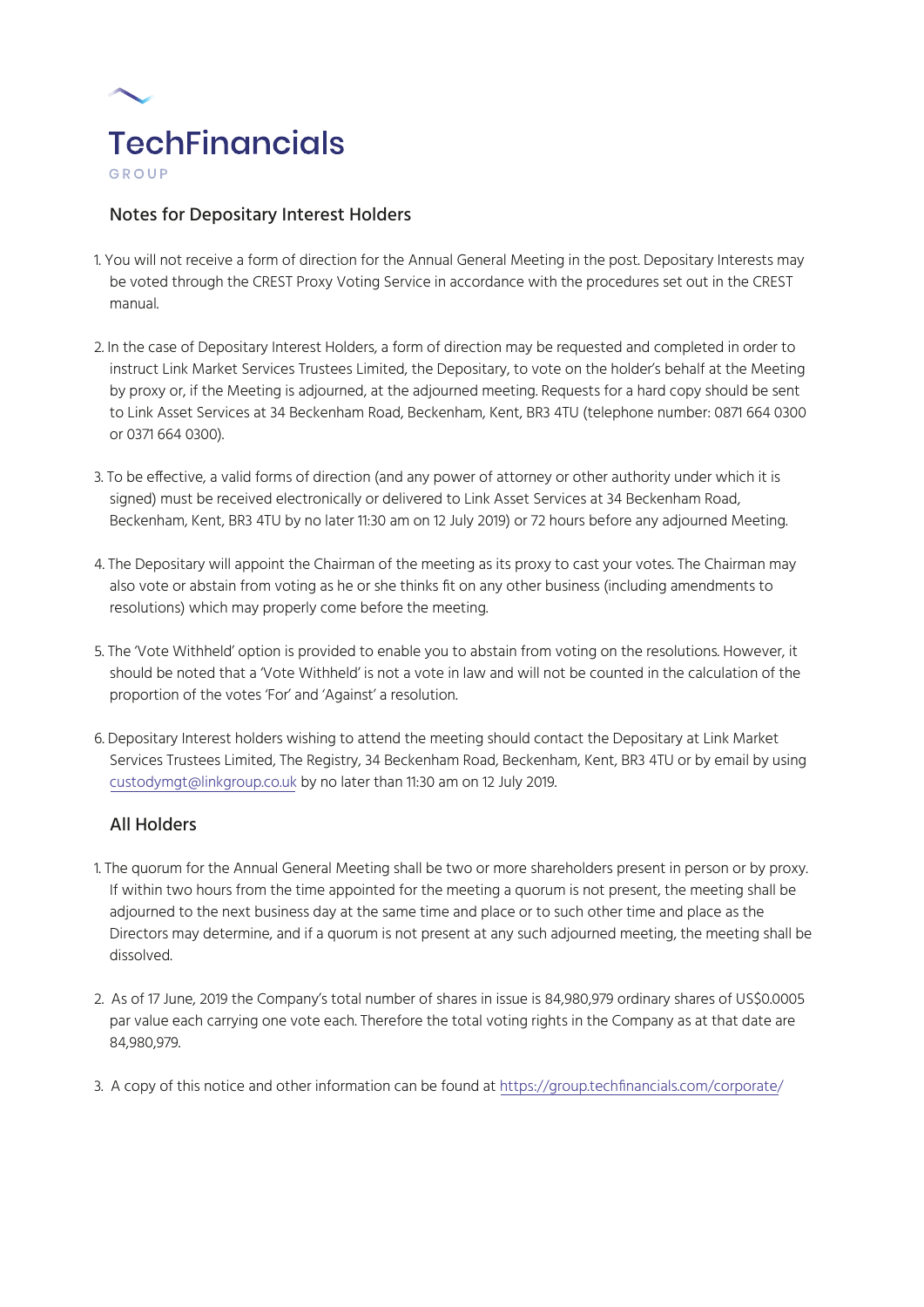TechFinancials

GROUP

## Notes for Depositary Interest Holders

1. You will not receive a form of direction for the Annual General Meeting in the post. Depositary Interests may be voted through the CREST Proxy Voting Service in accordance with the procedures set out in the CREST manual.

2. In the case of Depositary Interest Holders, a form of direction may be requested and completed in order to instruct Link Market Services Trustees Limited, the Depositary, to vote on the holder's behalf at the Meeting by proxy or, if the Meeting is adjourned, at the adjourned meeting. Requests for a hard copy should be sent to Link Asset Services at 34 Beckenham Road, Beckenham, Kent, BR3 4TU (telephone number: 0871 664 0300 or 0371 664 0300).

3. To be effective, a valid forms of direction (and any power of attorney or other authority under which it is signed) must be received electronically or delivered to Link Asset Services at 34 Beckenham Road, Beckenham, Kent, BR3 4TU by no later 11:30 am on 12 July 2019) or 72 hours before any adjourned Meeting.

4. The Depositary will appoint the Chairman of the meeting as its proxy to cast your votes. The Chairman may also vote or abstain from voting as he or she thinks fit on any other business (including amendments to resolutions) which may properly come before the meeting.

5. The 'Vote Withheld' option is provided to enable you to abstain from voting on the resolutions. However, it should be noted that a 'Vote Withheld' is not a vote in law and will not be counted in the calculation of the proportion of the votes 'For' and 'Against' a resolution.

6. Depositary Interest holders wishing to attend the meeting should contact the Depositary at Link Market Services Trustees Limited, The Registry, 34 Beckenham Road, Beckenham, Kent, BR3 4TU or by email by using custodymgt@linkgroup.co.uk by no later than 11:30 am on 12 July 2019.

## All Holders

1. The quorum for the Annual General Meeting shall be two or more shareholders present in person or by proxy. If within two hours from the time appointed for the meeting a quorum is not present, the meeting shall be adjourned to the next business day at the same time and place or to such other time and place as the Directors may determine, and if a quorum is not present at any such adjourned meeting, the meeting shall be dissolved.

2. As of 17 June, 2019 the Company's total number of shares in issue is 84,980,979 ordinary shares of US$0.0005 par value each carrying one vote each. Therefore the total voting rights in the Company as at that date are 84,980,979.

3. A copy of this notice and other information can be found at https://group.techfinancials.com/corporate/